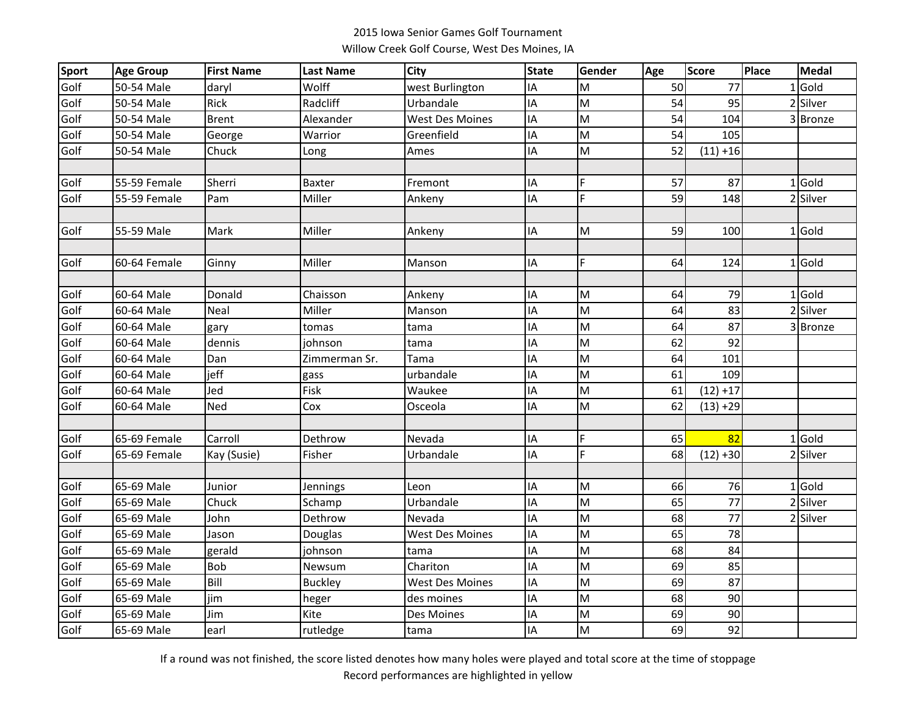2015 Iowa Senior Games Golf Tournament

Willow Creek Golf Course, West Des Moines, IA

| Sport | Age Group | First Name | Last Name | City | State | Gender | Age | Score | Place | Medal |
|---|---|---|---|---|---|---|---|---|---|---|
| Golf | 50-54 Male | daryl | Wolff | west Burlington | IA | M | 50 | 77 | 1 | Gold |
| Golf | 50-54 Male | Rick | Radcliff | Urbandale | IA | M | 54 | 95 | 2 | Silver |
| Golf | 50-54 Male | Brent | Alexander | West Des Moines | IA | M | 54 | 104 | 3 | Bronze |
| Golf | 50-54 Male | George | Warrior | Greenfield | IA | M | 54 | 105 | | |
| Golf | 50-54 Male | Chuck | Long | Ames | IA | M | 52 | (11) +16 | | |
| | | | | | | | | | | |
| Golf | 55-59 Female | Sherri | Baxter | Fremont | IA | F | 57 | 87 | 1 | Gold |
| Golf | 55-59 Female | Pam | Miller | Ankeny | IA | F | 59 | 148 | 2 | Silver |
| | | | | | | | | | | |
| Golf | 55-59 Male | Mark | Miller | Ankeny | IA | M | 59 | 100 | 1 | Gold |
| | | | | | | | | | | |
| Golf | 60-64 Female | Ginny | Miller | Manson | IA | F | 64 | 124 | 1 | Gold |
| | | | | | | | | | | |
| Golf | 60-64 Male | Donald | Chaisson | Ankeny | IA | M | 64 | 79 | 1 | Gold |
| Golf | 60-64 Male | Neal | Miller | Manson | IA | M | 64 | 83 | 2 | Silver |
| Golf | 60-64 Male | gary | tomas | tama | IA | M | 64 | 87 | 3 | Bronze |
| Golf | 60-64 Male | dennis | johnson | tama | IA | M | 62 | 92 | | |
| Golf | 60-64 Male | Dan | Zimmerman Sr. | Tama | IA | M | 64 | 101 | | |
| Golf | 60-64 Male | jeff | gass | urbandale | IA | M | 61 | 109 | | |
| Golf | 60-64 Male | Jed | Fisk | Waukee | IA | M | 61 | (12) +17 | | |
| Golf | 60-64 Male | Ned | Cox | Osceola | IA | M | 62 | (13) +29 | | |
| | | | | | | | | | | |
| Golf | 65-69 Female | Carroll | Dethrow | Nevada | IA | F | 65 | 82 | 1 | Gold |
| Golf | 65-69 Female | Kay (Susie) | Fisher | Urbandale | IA | F | 68 | (12) +30 | 2 | Silver |
| | | | | | | | | | | |
| Golf | 65-69 Male | Junior | Jennings | Leon | IA | M | 66 | 76 | 1 | Gold |
| Golf | 65-69 Male | Chuck | Schamp | Urbandale | IA | M | 65 | 77 | 2 | Silver |
| Golf | 65-69 Male | John | Dethrow | Nevada | IA | M | 68 | 77 | 2 | Silver |
| Golf | 65-69 Male | Jason | Douglas | West Des Moines | IA | M | 65 | 78 | | |
| Golf | 65-69 Male | gerald | johnson | tama | IA | M | 68 | 84 | | |
| Golf | 65-69 Male | Bob | Newsum | Chariton | IA | M | 69 | 85 | | |
| Golf | 65-69 Male | Bill | Buckley | West Des Moines | IA | M | 69 | 87 | | |
| Golf | 65-69 Male | jim | heger | des moines | IA | M | 68 | 90 | | |
| Golf | 65-69 Male | Jim | Kite | Des Moines | IA | M | 69 | 90 | | |
| Golf | 65-69 Male | earl | rutledge | tama | IA | M | 69 | 92 | | |

If a round was not finished, the score listed denotes how many holes were played and total score at the time of stoppage

Record performances are highlighted in yellow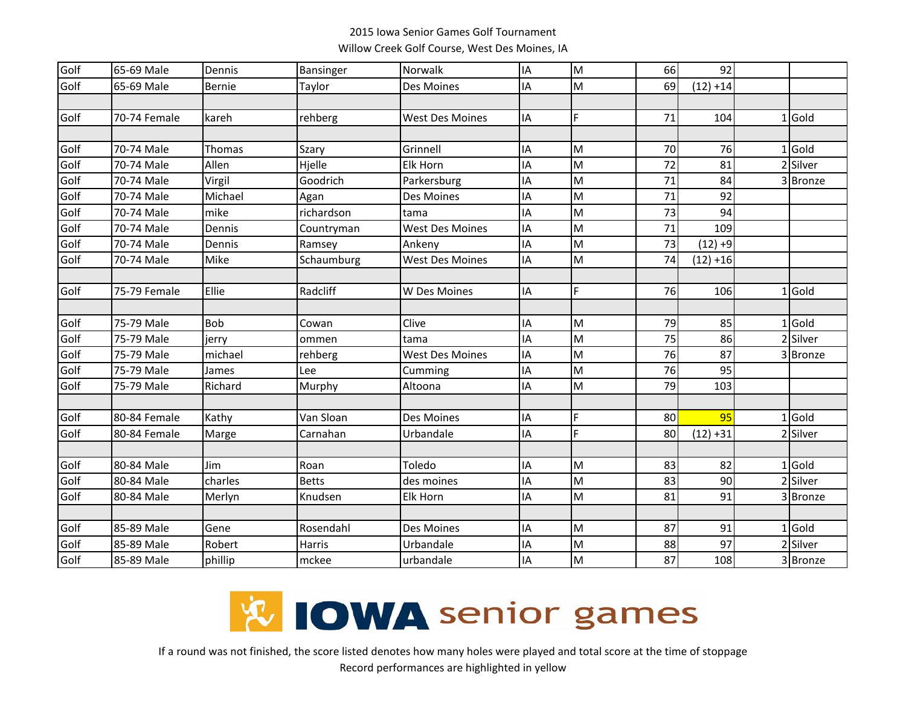2015 Iowa Senior Games Golf Tournament
Willow Creek Golf Course, West Des Moines, IA

| | | | | | | | | | | |
|---|---|---|---|---|---|---|---|---|---|---|
| Golf | 65-69 Male | Dennis | Bansinger | Norwalk | IA | M | 66 | 92 | | |
| Golf | 65-69 Male | Bernie | Taylor | Des Moines | IA | M | 69 | (12) +14 | | |
| | | | | | | | | | | |
| Golf | 70-74 Female | kareh | rehberg | West Des Moines | IA | F | 71 | 104 | 1 | Gold |
| | | | | | | | | | | |
| Golf | 70-74 Male | Thomas | Szary | Grinnell | IA | M | 70 | 76 | 1 | Gold |
| Golf | 70-74 Male | Allen | Hjelle | Elk Horn | IA | M | 72 | 81 | 2 | Silver |
| Golf | 70-74 Male | Virgil | Goodrich | Parkersburg | IA | M | 71 | 84 | 3 | Bronze |
| Golf | 70-74 Male | Michael | Agan | Des Moines | IA | M | 71 | 92 | | |
| Golf | 70-74 Male | mike | richardson | tama | IA | M | 73 | 94 | | |
| Golf | 70-74 Male | Dennis | Countryman | West Des Moines | IA | M | 71 | 109 | | |
| Golf | 70-74 Male | Dennis | Ramsey | Ankeny | IA | M | 73 | (12) +9 | | |
| Golf | 70-74 Male | Mike | Schaumburg | West Des Moines | IA | M | 74 | (12) +16 | | |
| | | | | | | | | | | |
| Golf | 75-79 Female | Ellie | Radcliff | W Des Moines | IA | F | 76 | 106 | 1 | Gold |
| | | | | | | | | | | |
| Golf | 75-79 Male | Bob | Cowan | Clive | IA | M | 79 | 85 | 1 | Gold |
| Golf | 75-79 Male | jerry | ommen | tama | IA | M | 75 | 86 | 2 | Silver |
| Golf | 75-79 Male | michael | rehberg | West Des Moines | IA | M | 76 | 87 | 3 | Bronze |
| Golf | 75-79 Male | James | Lee | Cumming | IA | M | 76 | 95 | | |
| Golf | 75-79 Male | Richard | Murphy | Altoona | IA | M | 79 | 103 | | |
| | | | | | | | | | | |
| Golf | 80-84 Female | Kathy | Van Sloan | Des Moines | IA | F | 80 | 95 | 1 | Gold |
| Golf | 80-84 Female | Marge | Carnahan | Urbandale | IA | F | 80 | (12) +31 | 2 | Silver |
| | | | | | | | | | | |
| Golf | 80-84 Male | Jim | Roan | Toledo | IA | M | 83 | 82 | 1 | Gold |
| Golf | 80-84 Male | charles | Betts | des moines | IA | M | 83 | 90 | 2 | Silver |
| Golf | 80-84 Male | Merlyn | Knudsen | Elk Horn | IA | M | 81 | 91 | 3 | Bronze |
| | | | | | | | | | | |
| Golf | 85-89 Male | Gene | Rosendahl | Des Moines | IA | M | 87 | 91 | 1 | Gold |
| Golf | 85-89 Male | Robert | Harris | Urbandale | IA | M | 88 | 97 | 2 | Silver |
| Golf | 85-89 Male | phillip | mckee | urbandale | IA | M | 87 | 108 | 3 | Bronze |

IOWA senior games

If a round was not finished, the score listed denotes how many holes were played and total score at the time of stoppage
Record performances are highlighted in yellow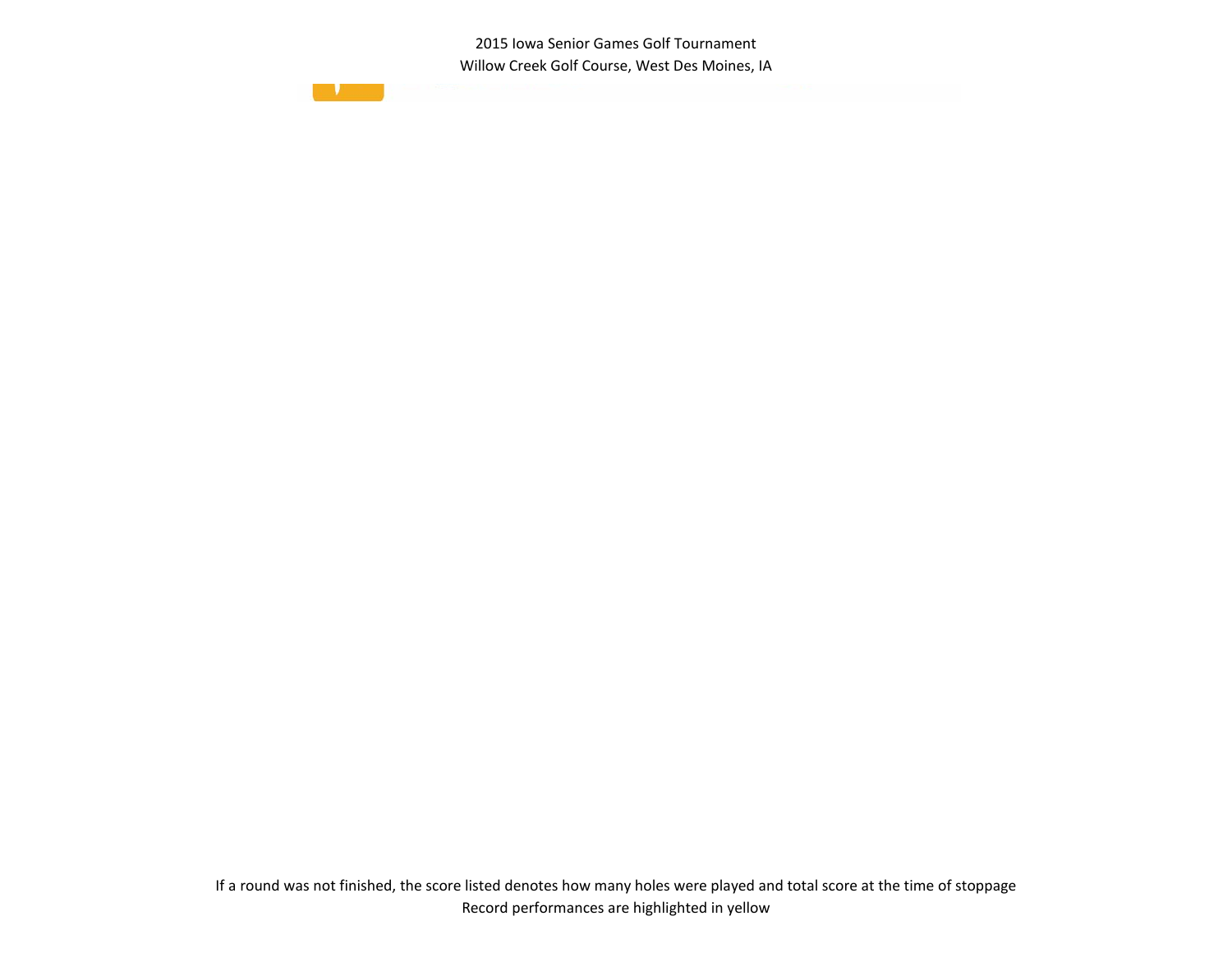2015 Iowa Senior Games Golf Tournament
Willow Creek Golf Course, West Des Moines, IA

If a round was not finished, the score listed denotes how many holes were played and total score at the time of stoppage
Record performances are highlighted in yellow